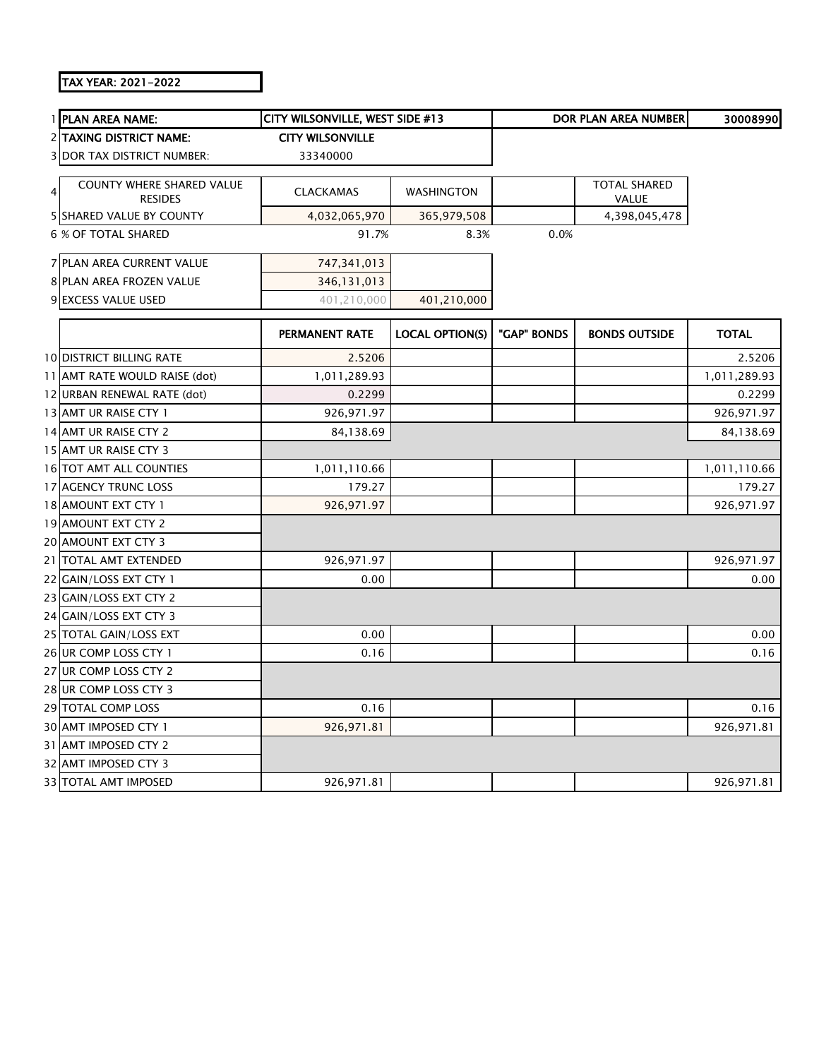TAX YEAR: 2021-2022

| | | | | | | |
|---|---|---|---|---|---|---|
| 1 | **PLAN AREA NAME:** | **CITY WILSONVILLE, WEST SIDE #13** | | | **DOR PLAN AREA NUMBER** | **30008990** |
| 2 | **TAXING DISTRICT NAME:** | **CITY WILSONVILLE** | | | | |
| 3 | DOR TAX DISTRICT NUMBER: | 33340000 | | | | |
| 4 | COUNTY WHERE SHARED VALUE RESIDES | CLACKAMAS | WASHINGTON | | TOTAL SHARED VALUE | |
| 5 | SHARED VALUE BY COUNTY | 4,032,065,970 | 365,979,508 | | 4,398,045,478 | |
| 6 | % OF TOTAL SHARED | 91.7% | 8.3% | 0.0% | | |
| 7 | PLAN AREA CURRENT VALUE | 747,341,013 | | | | |
| 8 | PLAN AREA FROZEN VALUE | 346,131,013 | | | | |
| 9 | EXCESS VALUE USED | 401,210,000 | 401,210,000 | | | |

| | | PERMANENT RATE | LOCAL OPTION(S) | "GAP" BONDS | BONDS OUTSIDE | TOTAL |
|---|---|---|---|---|---|---|
| 10 | DISTRICT BILLING RATE | 2.5206 | | | | 2.5206 |
| 11 | AMT RATE WOULD RAISE (dot) | 1,011,289.93 | | | | 1,011,289.93 |
| 12 | URBAN RENEWAL RATE (dot) | 0.2299 | | | | 0.2299 |
| 13 | AMT UR RAISE CTY 1 | 926,971.97 | | | | 926,971.97 |
| 14 | AMT UR RAISE CTY 2 | 84,138.69 | | | | 84,138.69 |
| 15 | AMT UR RAISE CTY 3 | | | | | |
| 16 | TOT AMT ALL COUNTIES | 1,011,110.66 | | | | 1,011,110.66 |
| 17 | AGENCY TRUNC LOSS | 179.27 | | | | 179.27 |
| 18 | AMOUNT EXT CTY 1 | 926,971.97 | | | | 926,971.97 |
| 19 | AMOUNT EXT CTY 2 | | | | | |
| 20 | AMOUNT EXT CTY 3 | | | | | |
| 21 | TOTAL AMT EXTENDED | 926,971.97 | | | | 926,971.97 |
| 22 | GAIN/LOSS EXT CTY 1 | 0.00 | | | | 0.00 |
| 23 | GAIN/LOSS EXT CTY 2 | | | | | |
| 24 | GAIN/LOSS EXT CTY 3 | | | | | |
| 25 | TOTAL GAIN/LOSS EXT | 0.00 | | | | 0.00 |
| 26 | UR COMP LOSS CTY 1 | 0.16 | | | | 0.16 |
| 27 | UR COMP LOSS CTY 2 | | | | | |
| 28 | UR COMP LOSS CTY 3 | | | | | |
| 29 | TOTAL COMP LOSS | 0.16 | | | | 0.16 |
| 30 | AMT IMPOSED CTY 1 | 926,971.81 | | | | 926,971.81 |
| 31 | AMT IMPOSED CTY 2 | | | | | |
| 32 | AMT IMPOSED CTY 3 | | | | | |
| 33 | TOTAL AMT IMPOSED | 926,971.81 | | | | 926,971.81 |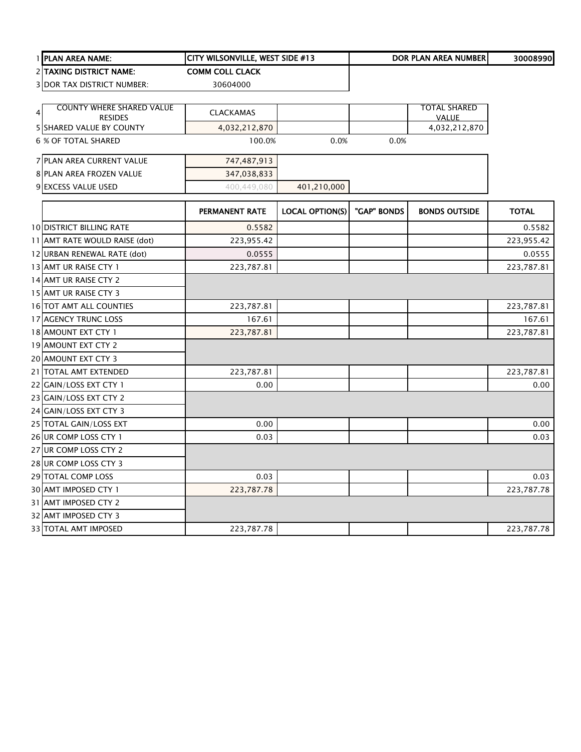| | | | | | | |
|---|---|---|---|---|---|---|
| 1 | **PLAN AREA NAME:** | **CITY WILSONVILLE, WEST SIDE #13** | | **DOR PLAN AREA NUMBER** | | **30008990** |
| 2 | **TAXING DISTRICT NAME:** | **COMM COLL CLACK** | | | | |
| 3 | DOR TAX DISTRICT NUMBER: | 30604000 | | | | |

| | | | | | |
|---|---|---|---|---|---|
| 4 | COUNTY WHERE SHARED VALUE RESIDES | CLACKAMAS | | | TOTAL SHARED VALUE |
| 5 | SHARED VALUE BY COUNTY | 4,032,212,870 | | | 4,032,212,870 |
| 6 | % OF TOTAL SHARED | 100.0% | 0.0% | 0.0% | |

| | | | |
|---|---|---|---|
| 7 | PLAN AREA CURRENT VALUE | 747,487,913 | |
| 8 | PLAN AREA FROZEN VALUE | 347,038,833 | |
| 9 | EXCESS VALUE USED | 400,449,080 | 401,210,000 |

| | | PERMANENT RATE | LOCAL OPTION(S) | "GAP" BONDS | BONDS OUTSIDE | TOTAL |
|---|---|---|---|---|---|---|
| 10 | DISTRICT BILLING RATE | 0.5582 | | | | 0.5582 |
| 11 | AMT RATE WOULD RAISE (dot) | 223,955.42 | | | | 223,955.42 |
| 12 | URBAN RENEWAL RATE (dot) | 0.0555 | | | | 0.0555 |
| 13 | AMT UR RAISE CTY 1 | 223,787.81 | | | | 223,787.81 |
| 14 | AMT UR RAISE CTY 2 | | | | | |
| 15 | AMT UR RAISE CTY 3 | | | | | |
| 16 | TOT AMT ALL COUNTIES | 223,787.81 | | | | 223,787.81 |
| 17 | AGENCY TRUNC LOSS | 167.61 | | | | 167.61 |
| 18 | AMOUNT EXT CTY 1 | 223,787.81 | | | | 223,787.81 |
| 19 | AMOUNT EXT CTY 2 | | | | | |
| 20 | AMOUNT EXT CTY 3 | | | | | |
| 21 | TOTAL AMT EXTENDED | 223,787.81 | | | | 223,787.81 |
| 22 | GAIN/LOSS EXT CTY 1 | 0.00 | | | | 0.00 |
| 23 | GAIN/LOSS EXT CTY 2 | | | | | |
| 24 | GAIN/LOSS EXT CTY 3 | | | | | |
| 25 | TOTAL GAIN/LOSS EXT | 0.00 | | | | 0.00 |
| 26 | UR COMP LOSS CTY 1 | 0.03 | | | | 0.03 |
| 27 | UR COMP LOSS CTY 2 | | | | | |
| 28 | UR COMP LOSS CTY 3 | | | | | |
| 29 | TOTAL COMP LOSS | 0.03 | | | | 0.03 |
| 30 | AMT IMPOSED CTY 1 | 223,787.78 | | | | 223,787.78 |
| 31 | AMT IMPOSED CTY 2 | | | | | |
| 32 | AMT IMPOSED CTY 3 | | | | | |
| 33 | TOTAL AMT IMPOSED | 223,787.78 | | | | 223,787.78 |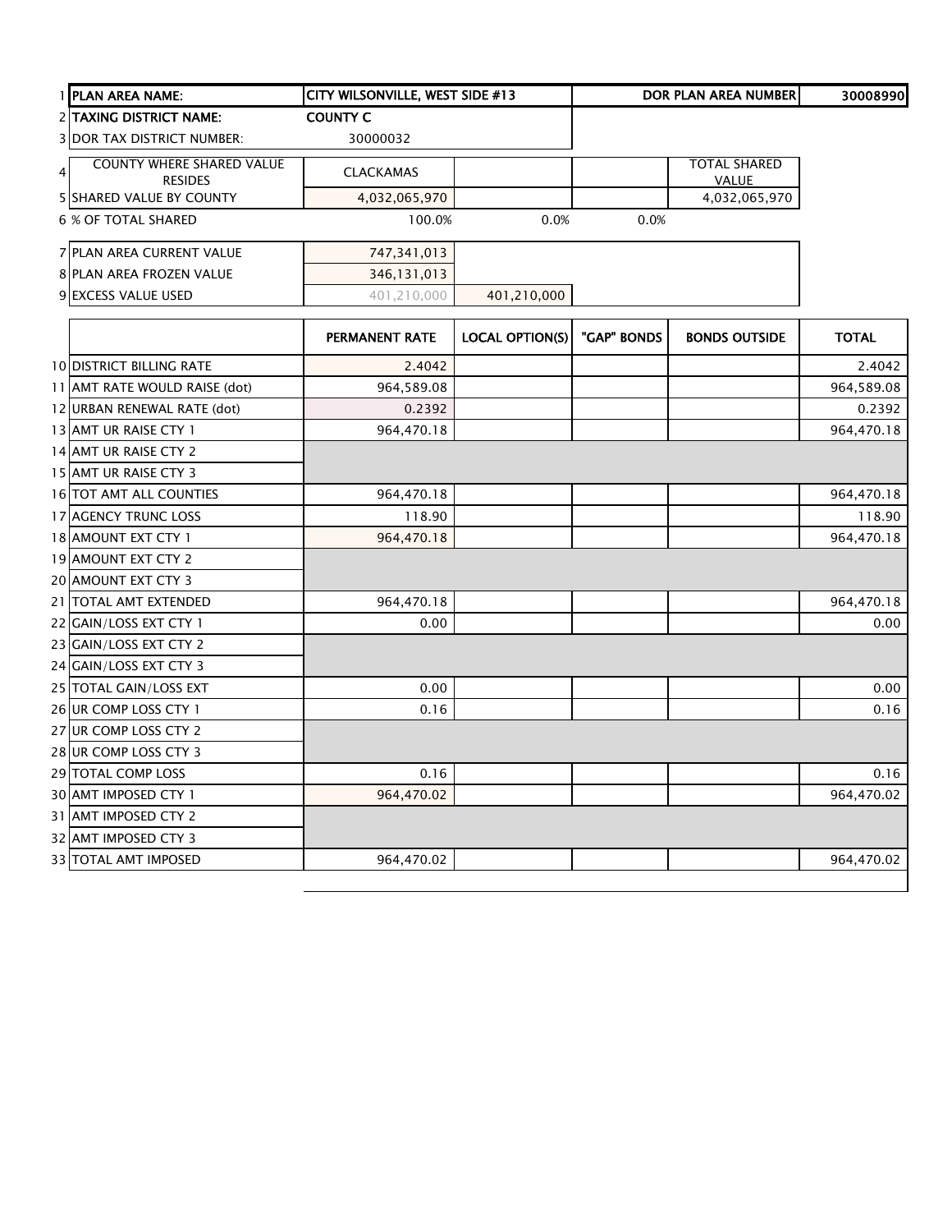| 1 | PLAN AREA NAME: | CITY WILSONVILLE, WEST SIDE #13 | | | DOR PLAN AREA NUMBER | 30008990 |
|---|---|---|---|---|---|---|
| 2 | TAXING DISTRICT NAME: | COUNTY C | | | | |
| 3 | DOR TAX DISTRICT NUMBER: | 30000032 | | | | |
| 4 | COUNTY WHERE SHARED VALUE RESIDES | CLACKAMAS | | | TOTAL SHARED VALUE | |
| 5 | SHARED VALUE BY COUNTY | 4,032,065,970 | | | 4,032,065,970 | |
| 6 | % OF TOTAL SHARED | 100.0% | 0.0% | 0.0% | | |
| 7 | PLAN AREA CURRENT VALUE | 747,341,013 | | | | |
| 8 | PLAN AREA FROZEN VALUE | 346,131,013 | | | | |
| 9 | EXCESS VALUE USED | 401,210,000 | 401,210,000 | | | |

| | | PERMANENT RATE | LOCAL OPTION(S) | "GAP" BONDS | BONDS OUTSIDE | TOTAL |
|---|---|---|---|---|---|---|
| 10 | DISTRICT BILLING RATE | 2.4042 | | | | 2.4042 |
| 11 | AMT RATE WOULD RAISE (dot) | 964,589.08 | | | | 964,589.08 |
| 12 | URBAN RENEWAL RATE (dot) | 0.2392 | | | | 0.2392 |
| 13 | AMT UR RAISE CTY 1 | 964,470.18 | | | | 964,470.18 |
| 14 | AMT UR RAISE CTY 2 | | | | | |
| 15 | AMT UR RAISE CTY 3 | | | | | |
| 16 | TOT AMT ALL COUNTIES | 964,470.18 | | | | 964,470.18 |
| 17 | AGENCY TRUNC LOSS | 118.90 | | | | 118.90 |
| 18 | AMOUNT EXT CTY 1 | 964,470.18 | | | | 964,470.18 |
| 19 | AMOUNT EXT CTY 2 | | | | | |
| 20 | AMOUNT EXT CTY 3 | | | | | |
| 21 | TOTAL AMT EXTENDED | 964,470.18 | | | | 964,470.18 |
| 22 | GAIN/LOSS EXT CTY 1 | 0.00 | | | | 0.00 |
| 23 | GAIN/LOSS EXT CTY 2 | | | | | |
| 24 | GAIN/LOSS EXT CTY 3 | | | | | |
| 25 | TOTAL GAIN/LOSS EXT | 0.00 | | | | 0.00 |
| 26 | UR COMP LOSS CTY 1 | 0.16 | | | | 0.16 |
| 27 | UR COMP LOSS CTY 2 | | | | | |
| 28 | UR COMP LOSS CTY 3 | | | | | |
| 29 | TOTAL COMP LOSS | 0.16 | | | | 0.16 |
| 30 | AMT IMPOSED CTY 1 | 964,470.02 | | | | 964,470.02 |
| 31 | AMT IMPOSED CTY 2 | | | | | |
| 32 | AMT IMPOSED CTY 3 | | | | | |
| 33 | TOTAL AMT IMPOSED | 964,470.02 | | | | 964,470.02 |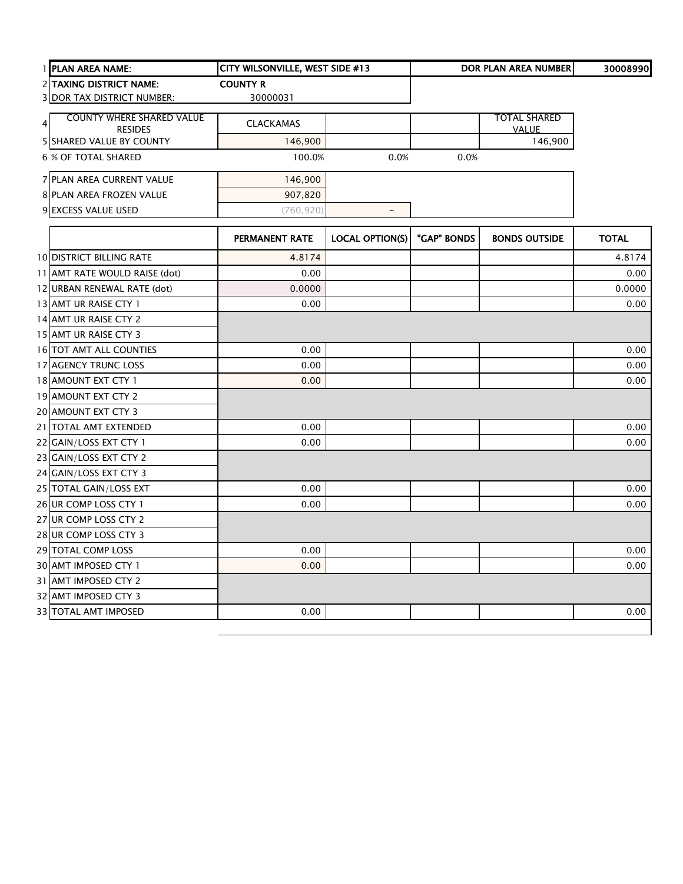| | | | | | | |
|---|---|---|---|---|---|---|
| 1 | **PLAN AREA NAME:** | **CITY WILSONVILLE, WEST SIDE #13** | | | **DOR PLAN AREA NUMBER** | **30008990** |
| 2 | **TAXING DISTRICT NAME:** | **COUNTY R** | | | | |
| 3 | DOR TAX DISTRICT NUMBER: | 30000031 | | | | |
| 4 | COUNTY WHERE SHARED VALUE RESIDES | CLACKAMAS | | | TOTAL SHARED VALUE | |
| 5 | SHARED VALUE BY COUNTY | 146,900 | | | 146,900 | |
| 6 | % OF TOTAL SHARED | 100.0% | 0.0% | 0.0% | | |
| 7 | PLAN AREA CURRENT VALUE | 146,900 | | | | |
| 8 | PLAN AREA FROZEN VALUE | 907,820 | | | | |
| 9 | EXCESS VALUE USED | (760,920) | - | | | |

| | | PERMANENT RATE | LOCAL OPTION(S) | "GAP" BONDS | BONDS OUTSIDE | TOTAL |
|---|---|---|---|---|---|---|
| 10 | DISTRICT BILLING RATE | 4.8174 | | | | 4.8174 |
| 11 | AMT RATE WOULD RAISE (dot) | 0.00 | | | | 0.00 |
| 12 | URBAN RENEWAL RATE (dot) | 0.0000 | | | | 0.0000 |
| 13 | AMT UR RAISE CTY 1 | 0.00 | | | | 0.00 |
| 14 | AMT UR RAISE CTY 2 | | | | | |
| 15 | AMT UR RAISE CTY 3 | | | | | |
| 16 | TOT AMT ALL COUNTIES | 0.00 | | | | 0.00 |
| 17 | AGENCY TRUNC LOSS | 0.00 | | | | 0.00 |
| 18 | AMOUNT EXT CTY 1 | 0.00 | | | | 0.00 |
| 19 | AMOUNT EXT CTY 2 | | | | | |
| 20 | AMOUNT EXT CTY 3 | | | | | |
| 21 | TOTAL AMT EXTENDED | 0.00 | | | | 0.00 |
| 22 | GAIN/LOSS EXT CTY 1 | 0.00 | | | | 0.00 |
| 23 | GAIN/LOSS EXT CTY 2 | | | | | |
| 24 | GAIN/LOSS EXT CTY 3 | | | | | |
| 25 | TOTAL GAIN/LOSS EXT | 0.00 | | | | 0.00 |
| 26 | UR COMP LOSS CTY 1 | 0.00 | | | | 0.00 |
| 27 | UR COMP LOSS CTY 2 | | | | | |
| 28 | UR COMP LOSS CTY 3 | | | | | |
| 29 | TOTAL COMP LOSS | 0.00 | | | | 0.00 |
| 30 | AMT IMPOSED CTY 1 | 0.00 | | | | 0.00 |
| 31 | AMT IMPOSED CTY 2 | | | | | |
| 32 | AMT IMPOSED CTY 3 | | | | | |
| 33 | TOTAL AMT IMPOSED | 0.00 | | | | 0.00 |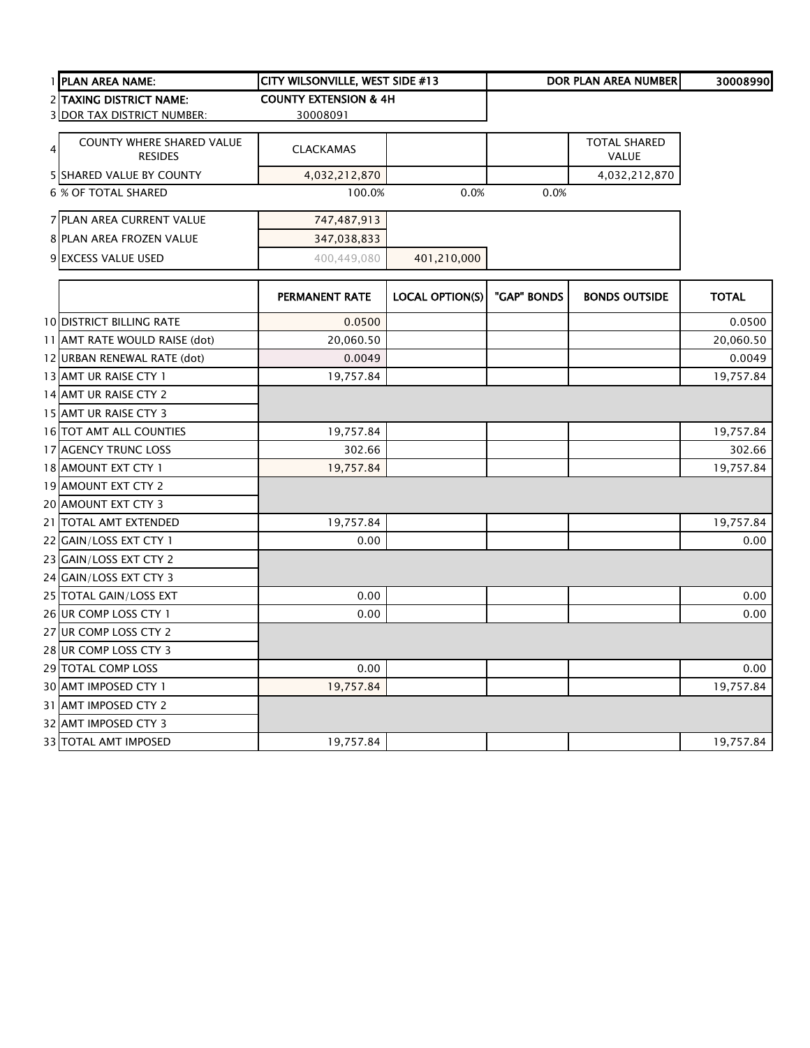| 1 | PLAN AREA NAME: | CITY WILSONVILLE, WEST SIDE #13 | | | DOR PLAN AREA NUMBER | 30008990 |
|---|---|---|---|---|---|---|
| 2 | TAXING DISTRICT NAME: | COUNTY EXTENSION & 4H | | | | |
| 3 | DOR TAX DISTRICT NUMBER: | 30008091 | | | | |
| 4 | COUNTY WHERE SHARED VALUE RESIDES | CLACKAMAS | | | TOTAL SHARED VALUE | |
| 5 | SHARED VALUE BY COUNTY | 4,032,212,870 | | | 4,032,212,870 | |
| 6 | % OF TOTAL SHARED | 100.0% | 0.0% | 0.0% | | |
| 7 | PLAN AREA CURRENT VALUE | 747,487,913 | | | | |
| 8 | PLAN AREA FROZEN VALUE | 347,038,833 | | | | |
| 9 | EXCESS VALUE USED | 400,449,080 | 401,210,000 | | | |

| | | PERMANENT RATE | LOCAL OPTION(S) | "GAP" BONDS | BONDS OUTSIDE | TOTAL |
|---|---|---|---|---|---|---|
| 10 | DISTRICT BILLING RATE | 0.0500 | | | | 0.0500 |
| 11 | AMT RATE WOULD RAISE (dot) | 20,060.50 | | | | 20,060.50 |
| 12 | URBAN RENEWAL RATE (dot) | 0.0049 | | | | 0.0049 |
| 13 | AMT UR RAISE CTY 1 | 19,757.84 | | | | 19,757.84 |
| 14 | AMT UR RAISE CTY 2 | | | | | |
| 15 | AMT UR RAISE CTY 3 | | | | | |
| 16 | TOT AMT ALL COUNTIES | 19,757.84 | | | | 19,757.84 |
| 17 | AGENCY TRUNC LOSS | 302.66 | | | | 302.66 |
| 18 | AMOUNT EXT CTY 1 | 19,757.84 | | | | 19,757.84 |
| 19 | AMOUNT EXT CTY 2 | | | | | |
| 20 | AMOUNT EXT CTY 3 | | | | | |
| 21 | TOTAL AMT EXTENDED | 19,757.84 | | | | 19,757.84 |
| 22 | GAIN/LOSS EXT CTY 1 | 0.00 | | | | 0.00 |
| 23 | GAIN/LOSS EXT CTY 2 | | | | | |
| 24 | GAIN/LOSS EXT CTY 3 | | | | | |
| 25 | TOTAL GAIN/LOSS EXT | 0.00 | | | | 0.00 |
| 26 | UR COMP LOSS CTY 1 | 0.00 | | | | 0.00 |
| 27 | UR COMP LOSS CTY 2 | | | | | |
| 28 | UR COMP LOSS CTY 3 | | | | | |
| 29 | TOTAL COMP LOSS | 0.00 | | | | 0.00 |
| 30 | AMT IMPOSED CTY 1 | 19,757.84 | | | | 19,757.84 |
| 31 | AMT IMPOSED CTY 2 | | | | | |
| 32 | AMT IMPOSED CTY 3 | | | | | |
| 33 | TOTAL AMT IMPOSED | 19,757.84 | | | | 19,757.84 |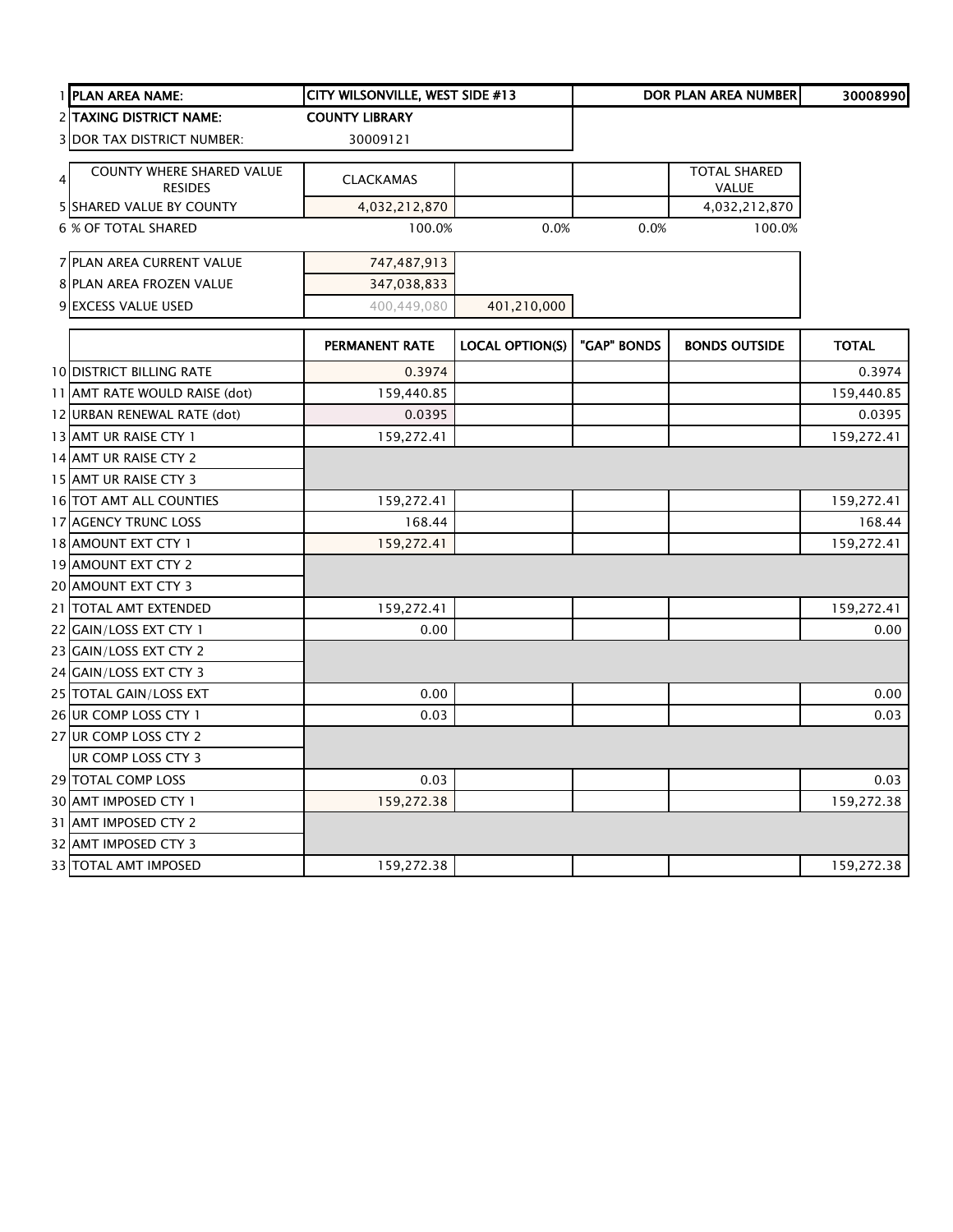| | | | | | | |
|---|---|---|---|---|---|---|
| 1 | **PLAN AREA NAME:** | **CITY WILSONVILLE, WEST SIDE #13** | | | **DOR PLAN AREA NUMBER** | **30008990** |
| 2 | **TAXING DISTRICT NAME:** | **COUNTY LIBRARY** | | | | |
| 3 | DOR TAX DISTRICT NUMBER: | 30009121 | | | | |
| 4 | COUNTY WHERE SHARED VALUE RESIDES | CLACKAMAS | | | TOTAL SHARED VALUE | |
| 5 | SHARED VALUE BY COUNTY | 4,032,212,870 | | | 4,032,212,870 | |
| 6 | % OF TOTAL SHARED | 100.0% | 0.0% | 0.0% | 100.0% | |
| 7 | PLAN AREA CURRENT VALUE | 747,487,913 | | | | |
| 8 | PLAN AREA FROZEN VALUE | 347,038,833 | | | | |
| 9 | EXCESS VALUE USED | 400,449,080 | 401,210,000 | | | |

| | | PERMANENT RATE | LOCAL OPTION(S) | "GAP" BONDS | BONDS OUTSIDE | TOTAL |
|---|---|---|---|---|---|---|
| 10 | DISTRICT BILLING RATE | 0.3974 | | | | 0.3974 |
| 11 | AMT RATE WOULD RAISE (dot) | 159,440.85 | | | | 159,440.85 |
| 12 | URBAN RENEWAL RATE (dot) | 0.0395 | | | | 0.0395 |
| 13 | AMT UR RAISE CTY 1 | 159,272.41 | | | | 159,272.41 |
| 14 | AMT UR RAISE CTY 2 | | | | | |
| 15 | AMT UR RAISE CTY 3 | | | | | |
| 16 | TOT AMT ALL COUNTIES | 159,272.41 | | | | 159,272.41 |
| 17 | AGENCY TRUNC LOSS | 168.44 | | | | 168.44 |
| 18 | AMOUNT EXT CTY 1 | 159,272.41 | | | | 159,272.41 |
| 19 | AMOUNT EXT CTY 2 | | | | | |
| 20 | AMOUNT EXT CTY 3 | | | | | |
| 21 | TOTAL AMT EXTENDED | 159,272.41 | | | | 159,272.41 |
| 22 | GAIN/LOSS EXT CTY 1 | 0.00 | | | | 0.00 |
| 23 | GAIN/LOSS EXT CTY 2 | | | | | |
| 24 | GAIN/LOSS EXT CTY 3 | | | | | |
| 25 | TOTAL GAIN/LOSS EXT | 0.00 | | | | 0.00 |
| 26 | UR COMP LOSS CTY 1 | 0.03 | | | | 0.03 |
| 27 | UR COMP LOSS CTY 2 | | | | | |
| | UR COMP LOSS CTY 3 | | | | | |
| 29 | TOTAL COMP LOSS | 0.03 | | | | 0.03 |
| 30 | AMT IMPOSED CTY 1 | 159,272.38 | | | | 159,272.38 |
| 31 | AMT IMPOSED CTY 2 | | | | | |
| 32 | AMT IMPOSED CTY 3 | | | | | |
| 33 | TOTAL AMT IMPOSED | 159,272.38 | | | | 159,272.38 |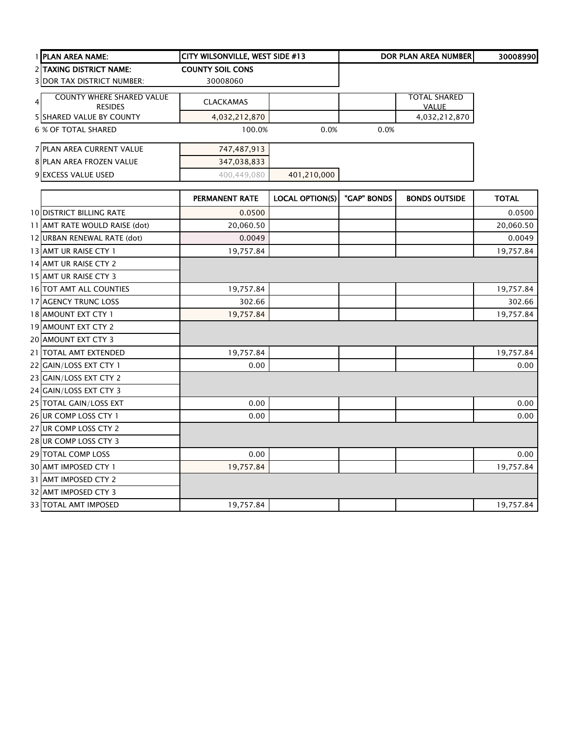| | | | | | | |
|---|---|---|---|---|---|---|
| 1 | **PLAN AREA NAME:** | **CITY WILSONVILLE, WEST SIDE #13** | | | **DOR PLAN AREA NUMBER** | **30008990** |
| 2 | **TAXING DISTRICT NAME:** | **COUNTY SOIL CONS** | | | | |
| 3 | DOR TAX DISTRICT NUMBER: | 30008060 | | | | |
| 4 | COUNTY WHERE SHARED VALUE RESIDES | CLACKAMAS | | | TOTAL SHARED VALUE | |
| 5 | SHARED VALUE BY COUNTY | 4,032,212,870 | | | 4,032,212,870 | |
| 6 | % OF TOTAL SHARED | 100.0% | 0.0% | 0.0% | | |
| 7 | PLAN AREA CURRENT VALUE | 747,487,913 | | | | |
| 8 | PLAN AREA FROZEN VALUE | 347,038,833 | | | | |
| 9 | EXCESS VALUE USED | 400,449,080 | 401,210,000 | | | |

| | | PERMANENT RATE | LOCAL OPTION(S) | "GAP" BONDS | BONDS OUTSIDE | TOTAL |
|---|---|---|---|---|---|---|
| 10 | DISTRICT BILLING RATE | 0.0500 | | | | 0.0500 |
| 11 | AMT RATE WOULD RAISE (dot) | 20,060.50 | | | | 20,060.50 |
| 12 | URBAN RENEWAL RATE (dot) | 0.0049 | | | | 0.0049 |
| 13 | AMT UR RAISE CTY 1 | 19,757.84 | | | | 19,757.84 |
| 14 | AMT UR RAISE CTY 2 | | | | | |
| 15 | AMT UR RAISE CTY 3 | | | | | |
| 16 | TOT AMT ALL COUNTIES | 19,757.84 | | | | 19,757.84 |
| 17 | AGENCY TRUNC LOSS | 302.66 | | | | 302.66 |
| 18 | AMOUNT EXT CTY 1 | 19,757.84 | | | | 19,757.84 |
| 19 | AMOUNT EXT CTY 2 | | | | | |
| 20 | AMOUNT EXT CTY 3 | | | | | |
| 21 | TOTAL AMT EXTENDED | 19,757.84 | | | | 19,757.84 |
| 22 | GAIN/LOSS EXT CTY 1 | 0.00 | | | | 0.00 |
| 23 | GAIN/LOSS EXT CTY 2 | | | | | |
| 24 | GAIN/LOSS EXT CTY 3 | | | | | |
| 25 | TOTAL GAIN/LOSS EXT | 0.00 | | | | 0.00 |
| 26 | UR COMP LOSS CTY 1 | 0.00 | | | | 0.00 |
| 27 | UR COMP LOSS CTY 2 | | | | | |
| 28 | UR COMP LOSS CTY 3 | | | | | |
| 29 | TOTAL COMP LOSS | 0.00 | | | | 0.00 |
| 30 | AMT IMPOSED CTY 1 | 19,757.84 | | | | 19,757.84 |
| 31 | AMT IMPOSED CTY 2 | | | | | |
| 32 | AMT IMPOSED CTY 3 | | | | | |
| 33 | TOTAL AMT IMPOSED | 19,757.84 | | | | 19,757.84 |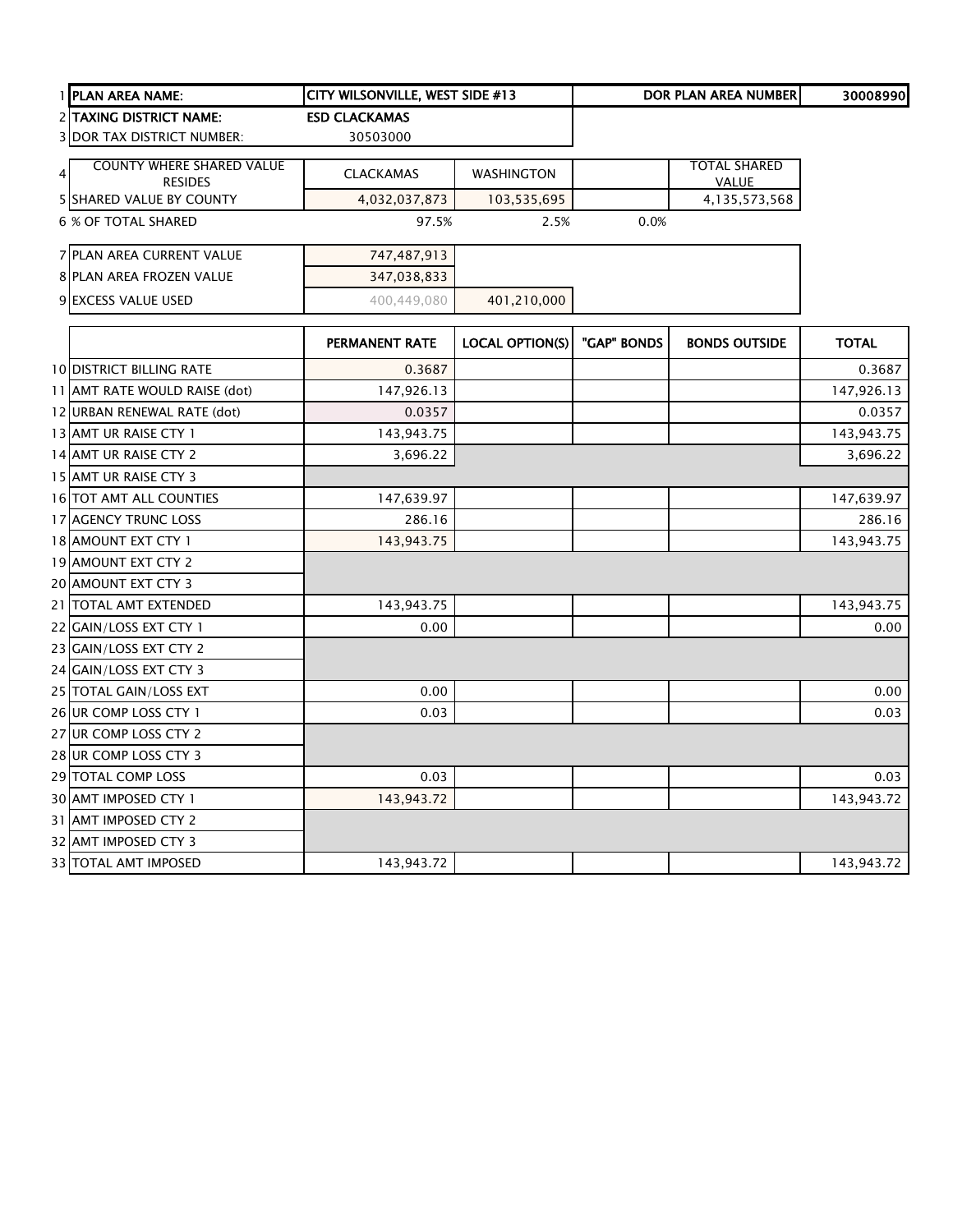| | | | | | | |
|---|---|---|---|---|---|---|
| 1 | **PLAN AREA NAME:** | **CITY WILSONVILLE, WEST SIDE #13** | | | **DOR PLAN AREA NUMBER** | **30008990** |
| 2 | **TAXING DISTRICT NAME:** | **ESD CLACKAMAS** | | | | |
| 3 | DOR TAX DISTRICT NUMBER: | 30503000 | | | | |
| 4 | COUNTY WHERE SHARED VALUE RESIDES | CLACKAMAS | WASHINGTON | | TOTAL SHARED VALUE | |
| 5 | SHARED VALUE BY COUNTY | 4,032,037,873 | 103,535,695 | | 4,135,573,568 | |
| 6 | % OF TOTAL SHARED | 97.5% | 2.5% | 0.0% | | |
| 7 | PLAN AREA CURRENT VALUE | 747,487,913 | | | | |
| 8 | PLAN AREA FROZEN VALUE | 347,038,833 | | | | |
| 9 | EXCESS VALUE USED | 400,449,080 | 401,210,000 | | | |

| | | PERMANENT RATE | LOCAL OPTION(S) | "GAP" BONDS | BONDS OUTSIDE | TOTAL |
|---|---|---|---|---|---|---|
| 10 | DISTRICT BILLING RATE | 0.3687 | | | | 0.3687 |
| 11 | AMT RATE WOULD RAISE (dot) | 147,926.13 | | | | 147,926.13 |
| 12 | URBAN RENEWAL RATE (dot) | 0.0357 | | | | 0.0357 |
| 13 | AMT UR RAISE CTY 1 | 143,943.75 | | | | 143,943.75 |
| 14 | AMT UR RAISE CTY 2 | 3,696.22 | | | | 3,696.22 |
| 15 | AMT UR RAISE CTY 3 | | | | | |
| 16 | TOT AMT ALL COUNTIES | 147,639.97 | | | | 147,639.97 |
| 17 | AGENCY TRUNC LOSS | 286.16 | | | | 286.16 |
| 18 | AMOUNT EXT CTY 1 | 143,943.75 | | | | 143,943.75 |
| 19 | AMOUNT EXT CTY 2 | | | | | |
| 20 | AMOUNT EXT CTY 3 | | | | | |
| 21 | TOTAL AMT EXTENDED | 143,943.75 | | | | 143,943.75 |
| 22 | GAIN/LOSS EXT CTY 1 | 0.00 | | | | 0.00 |
| 23 | GAIN/LOSS EXT CTY 2 | | | | | |
| 24 | GAIN/LOSS EXT CTY 3 | | | | | |
| 25 | TOTAL GAIN/LOSS EXT | 0.00 | | | | 0.00 |
| 26 | UR COMP LOSS CTY 1 | 0.03 | | | | 0.03 |
| 27 | UR COMP LOSS CTY 2 | | | | | |
| 28 | UR COMP LOSS CTY 3 | | | | | |
| 29 | TOTAL COMP LOSS | 0.03 | | | | 0.03 |
| 30 | AMT IMPOSED CTY 1 | 143,943.72 | | | | 143,943.72 |
| 31 | AMT IMPOSED CTY 2 | | | | | |
| 32 | AMT IMPOSED CTY 3 | | | | | |
| 33 | TOTAL AMT IMPOSED | 143,943.72 | | | | 143,943.72 |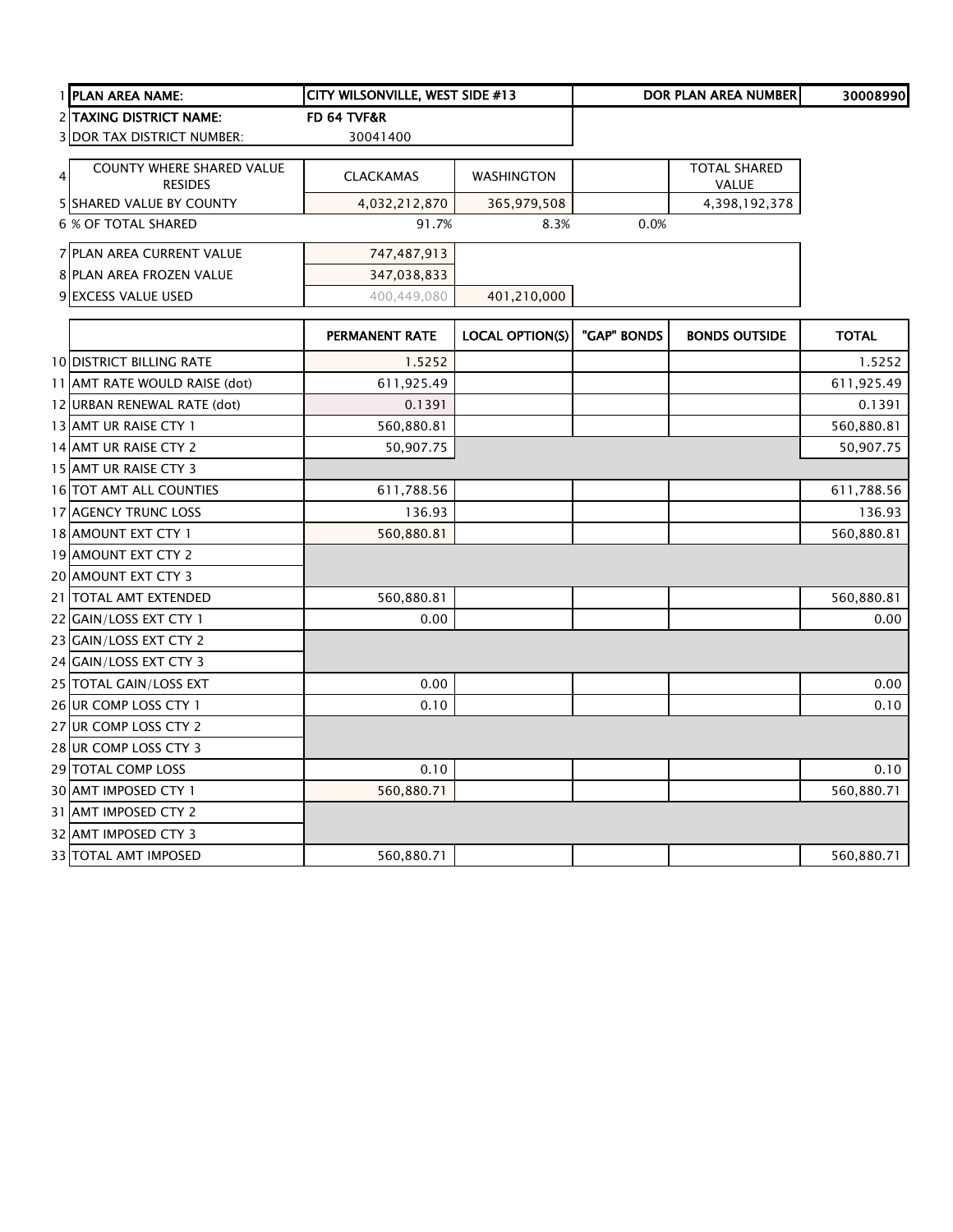| | | | | | | |
|---|---|---|---|---|---|---|
| 1 | **PLAN AREA NAME:** | **CITY WILSONVILLE, WEST SIDE #13** | | | **DOR PLAN AREA NUMBER** | **30008990** |
| 2 | **TAXING DISTRICT NAME:** | **FD 64 TVF&R** | | | | |
| 3 | DOR TAX DISTRICT NUMBER: | 30041400 | | | | |
| 4 | COUNTY WHERE SHARED VALUE RESIDES | CLACKAMAS | WASHINGTON | | TOTAL SHARED VALUE | |
| 5 | SHARED VALUE BY COUNTY | 4,032,212,870 | 365,979,508 | | 4,398,192,378 | |
| 6 | % OF TOTAL SHARED | 91.7% | 8.3% | 0.0% | | |
| 7 | PLAN AREA CURRENT VALUE | 747,487,913 | | | | |
| 8 | PLAN AREA FROZEN VALUE | 347,038,833 | | | | |
| 9 | EXCESS VALUE USED | 400,449,080 | 401,210,000 | | | |

| | | PERMANENT RATE | LOCAL OPTION(S) | "GAP" BONDS | BONDS OUTSIDE | TOTAL |
|---|---|---|---|---|---|---|
| 10 | DISTRICT BILLING RATE | 1.5252 | | | | 1.5252 |
| 11 | AMT RATE WOULD RAISE (dot) | 611,925.49 | | | | 611,925.49 |
| 12 | URBAN RENEWAL RATE (dot) | 0.1391 | | | | 0.1391 |
| 13 | AMT UR RAISE CTY 1 | 560,880.81 | | | | 560,880.81 |
| 14 | AMT UR RAISE CTY 2 | 50,907.75 | | | | 50,907.75 |
| 15 | AMT UR RAISE CTY 3 | | | | | |
| 16 | TOT AMT ALL COUNTIES | 611,788.56 | | | | 611,788.56 |
| 17 | AGENCY TRUNC LOSS | 136.93 | | | | 136.93 |
| 18 | AMOUNT EXT CTY 1 | 560,880.81 | | | | 560,880.81 |
| 19 | AMOUNT EXT CTY 2 | | | | | |
| 20 | AMOUNT EXT CTY 3 | | | | | |
| 21 | TOTAL AMT EXTENDED | 560,880.81 | | | | 560,880.81 |
| 22 | GAIN/LOSS EXT CTY 1 | 0.00 | | | | 0.00 |
| 23 | GAIN/LOSS EXT CTY 2 | | | | | |
| 24 | GAIN/LOSS EXT CTY 3 | | | | | |
| 25 | TOTAL GAIN/LOSS EXT | 0.00 | | | | 0.00 |
| 26 | UR COMP LOSS CTY 1 | 0.10 | | | | 0.10 |
| 27 | UR COMP LOSS CTY 2 | | | | | |
| 28 | UR COMP LOSS CTY 3 | | | | | |
| 29 | TOTAL COMP LOSS | 0.10 | | | | 0.10 |
| 30 | AMT IMPOSED CTY 1 | 560,880.71 | | | | 560,880.71 |
| 31 | AMT IMPOSED CTY 2 | | | | | |
| 32 | AMT IMPOSED CTY 3 | | | | | |
| 33 | TOTAL AMT IMPOSED | 560,880.71 | | | | 560,880.71 |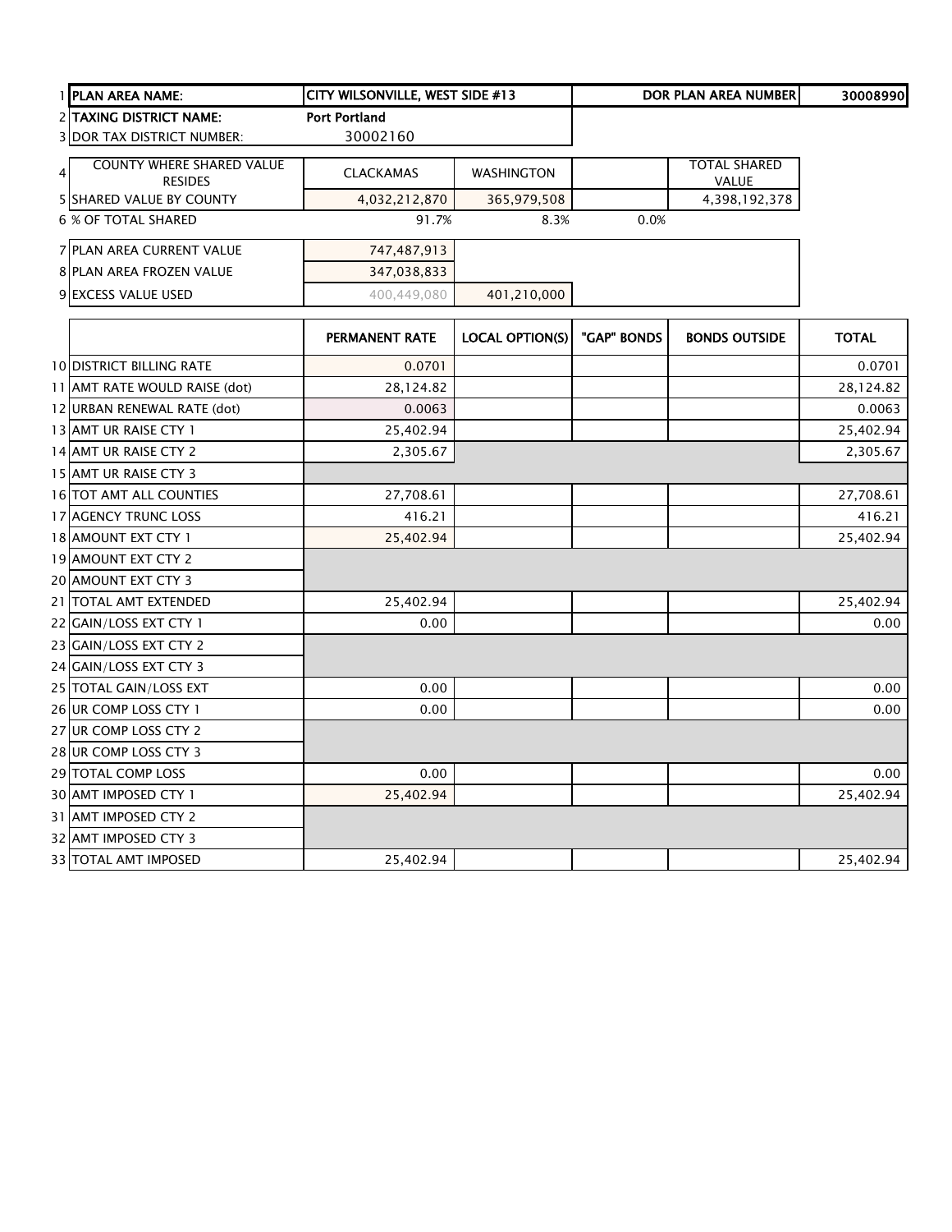| | | | | | |
|---|---|---|---|---|---|
| 1 | **PLAN AREA NAME:** | **CITY WILSONVILLE, WEST SIDE #13** | | **DOR PLAN AREA NUMBER** | **30008990** |
| 2 | **TAXING DISTRICT NAME:** | **Port Portland** | | | |
| 3 | DOR TAX DISTRICT NUMBER: | 30002160 | | | |

| | | | | | |
|---|---|---|---|---|---|
| 4 | COUNTY WHERE SHARED VALUE RESIDES | CLACKAMAS | WASHINGTON | | TOTAL SHARED VALUE |
| 5 | SHARED VALUE BY COUNTY | 4,032,212,870 | 365,979,508 | | 4,398,192,378 |
| 6 | % OF TOTAL SHARED | 91.7% | 8.3% | 0.0% | |
| 7 | PLAN AREA CURRENT VALUE | 747,487,913 | | | |
| 8 | PLAN AREA FROZEN VALUE | 347,038,833 | | | |
| 9 | EXCESS VALUE USED | 400,449,080 | 401,210,000 | | |

| | | PERMANENT RATE | LOCAL OPTION(S) | "GAP" BONDS | BONDS OUTSIDE | TOTAL |
|---|---|---|---|---|---|---|
| 10 | DISTRICT BILLING RATE | 0.0701 | | | | 0.0701 |
| 11 | AMT RATE WOULD RAISE (dot) | 28,124.82 | | | | 28,124.82 |
| 12 | URBAN RENEWAL RATE (dot) | 0.0063 | | | | 0.0063 |
| 13 | AMT UR RAISE CTY 1 | 25,402.94 | | | | 25,402.94 |
| 14 | AMT UR RAISE CTY 2 | 2,305.67 | | | | 2,305.67 |
| 15 | AMT UR RAISE CTY 3 | | | | | |
| 16 | TOT AMT ALL COUNTIES | 27,708.61 | | | | 27,708.61 |
| 17 | AGENCY TRUNC LOSS | 416.21 | | | | 416.21 |
| 18 | AMOUNT EXT CTY 1 | 25,402.94 | | | | 25,402.94 |
| 19 | AMOUNT EXT CTY 2 | | | | | |
| 20 | AMOUNT EXT CTY 3 | | | | | |
| 21 | TOTAL AMT EXTENDED | 25,402.94 | | | | 25,402.94 |
| 22 | GAIN/LOSS EXT CTY 1 | 0.00 | | | | 0.00 |
| 23 | GAIN/LOSS EXT CTY 2 | | | | | |
| 24 | GAIN/LOSS EXT CTY 3 | | | | | |
| 25 | TOTAL GAIN/LOSS EXT | 0.00 | | | | 0.00 |
| 26 | UR COMP LOSS CTY 1 | 0.00 | | | | 0.00 |
| 27 | UR COMP LOSS CTY 2 | | | | | |
| 28 | UR COMP LOSS CTY 3 | | | | | |
| 29 | TOTAL COMP LOSS | 0.00 | | | | 0.00 |
| 30 | AMT IMPOSED CTY 1 | 25,402.94 | | | | 25,402.94 |
| 31 | AMT IMPOSED CTY 2 | | | | | |
| 32 | AMT IMPOSED CTY 3 | | | | | |
| 33 | TOTAL AMT IMPOSED | 25,402.94 | | | | 25,402.94 |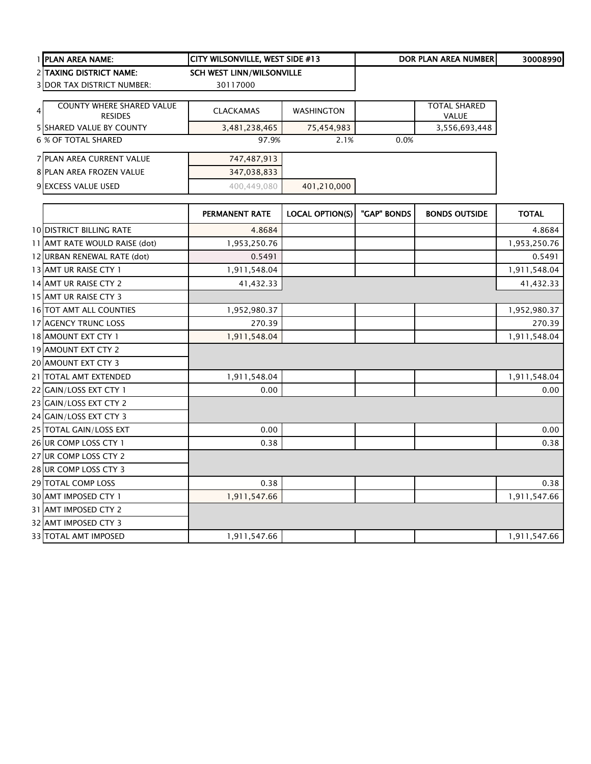| | | | | | | |
|---|---|---|---|---|---|---|
| 1 | **PLAN AREA NAME:** | **CITY WILSONVILLE, WEST SIDE #13** | | | **DOR PLAN AREA NUMBER** | **30008990** |
| 2 | **TAXING DISTRICT NAME:** | **SCH WEST LINN/WILSONVILLE** | | | | |
| 3 | DOR TAX DISTRICT NUMBER: | 30117000 | | | | |

| | | | | | | |
|---|---|---|---|---|---|---|
| 4 | COUNTY WHERE SHARED VALUE RESIDES | CLACKAMAS | WASHINGTON | | TOTAL SHARED VALUE | |
| 5 | SHARED VALUE BY COUNTY | 3,481,238,465 | 75,454,983 | | 3,556,693,448 | |
| 6 | % OF TOTAL SHARED | 97.9% | 2.1% | 0.0% | | |
| 7 | PLAN AREA CURRENT VALUE | 747,487,913 | | | | |
| 8 | PLAN AREA FROZEN VALUE | 347,038,833 | | | | |
| 9 | EXCESS VALUE USED | 400,449,080 | 401,210,000 | | | |

| | | PERMANENT RATE | LOCAL OPTION(S) | "GAP" BONDS | BONDS OUTSIDE | TOTAL |
|---|---|---|---|---|---|---|
| 10 | DISTRICT BILLING RATE | 4.8684 | | | | 4.8684 |
| 11 | AMT RATE WOULD RAISE (dot) | 1,953,250.76 | | | | 1,953,250.76 |
| 12 | URBAN RENEWAL RATE (dot) | 0.5491 | | | | 0.5491 |
| 13 | AMT UR RAISE CTY 1 | 1,911,548.04 | | | | 1,911,548.04 |
| 14 | AMT UR RAISE CTY 2 | 41,432.33 | | | | 41,432.33 |
| 15 | AMT UR RAISE CTY 3 | | | | | |
| 16 | TOT AMT ALL COUNTIES | 1,952,980.37 | | | | 1,952,980.37 |
| 17 | AGENCY TRUNC LOSS | 270.39 | | | | 270.39 |
| 18 | AMOUNT EXT CTY 1 | 1,911,548.04 | | | | 1,911,548.04 |
| 19 | AMOUNT EXT CTY 2 | | | | | |
| 20 | AMOUNT EXT CTY 3 | | | | | |
| 21 | TOTAL AMT EXTENDED | 1,911,548.04 | | | | 1,911,548.04 |
| 22 | GAIN/LOSS EXT CTY 1 | 0.00 | | | | 0.00 |
| 23 | GAIN/LOSS EXT CTY 2 | | | | | |
| 24 | GAIN/LOSS EXT CTY 3 | | | | | |
| 25 | TOTAL GAIN/LOSS EXT | 0.00 | | | | 0.00 |
| 26 | UR COMP LOSS CTY 1 | 0.38 | | | | 0.38 |
| 27 | UR COMP LOSS CTY 2 | | | | | |
| 28 | UR COMP LOSS CTY 3 | | | | | |
| 29 | TOTAL COMP LOSS | 0.38 | | | | 0.38 |
| 30 | AMT IMPOSED CTY 1 | 1,911,547.66 | | | | 1,911,547.66 |
| 31 | AMT IMPOSED CTY 2 | | | | | |
| 32 | AMT IMPOSED CTY 3 | | | | | |
| 33 | TOTAL AMT IMPOSED | 1,911,547.66 | | | | 1,911,547.66 |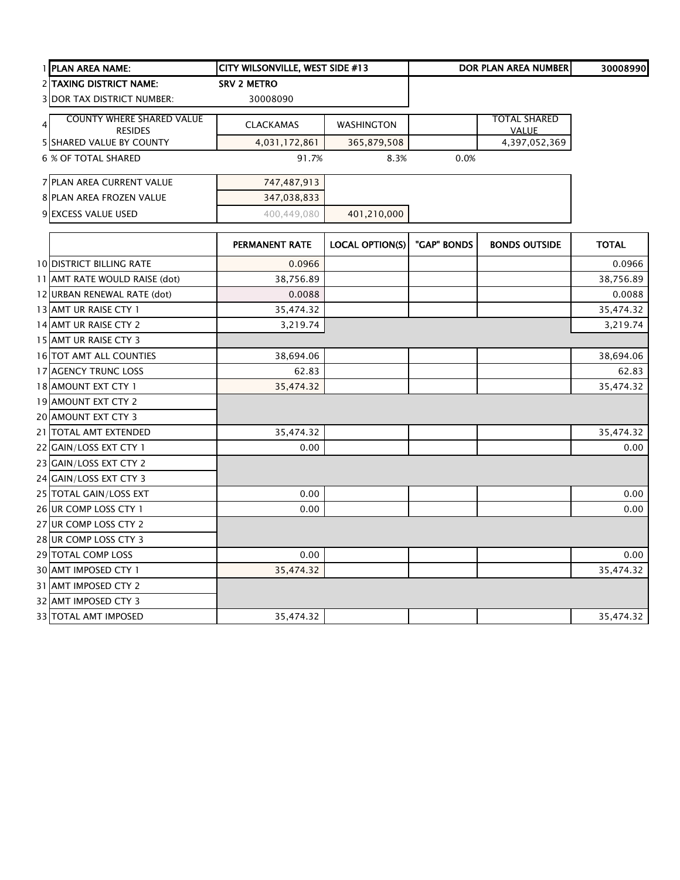| 1 | PLAN AREA NAME: | CITY WILSONVILLE, WEST SIDE #13 | | | DOR PLAN AREA NUMBER | 30008990 |
|---|---|---|---|---|---|---|
| 2 | TAXING DISTRICT NAME: | SRV 2 METRO | | | | |
| 3 | DOR TAX DISTRICT NUMBER: | 30008090 | | | | |
| 4 | COUNTY WHERE SHARED VALUE RESIDES | CLACKAMAS | WASHINGTON | | TOTAL SHARED VALUE | |
| 5 | SHARED VALUE BY COUNTY | 4,031,172,861 | 365,879,508 | | 4,397,052,369 | |
| 6 | % OF TOTAL SHARED | 91.7% | 8.3% | 0.0% | | |
| 7 | PLAN AREA CURRENT VALUE | 747,487,913 | | | | |
| 8 | PLAN AREA FROZEN VALUE | 347,038,833 | | | | |
| 9 | EXCESS VALUE USED | 400,449,080 | 401,210,000 | | | |

| | | PERMANENT RATE | LOCAL OPTION(S) | "GAP" BONDS | BONDS OUTSIDE | TOTAL |
|---|---|---|---|---|---|---|
| 10 | DISTRICT BILLING RATE | 0.0966 | | | | 0.0966 |
| 11 | AMT RATE WOULD RAISE (dot) | 38,756.89 | | | | 38,756.89 |
| 12 | URBAN RENEWAL RATE (dot) | 0.0088 | | | | 0.0088 |
| 13 | AMT UR RAISE CTY 1 | 35,474.32 | | | | 35,474.32 |
| 14 | AMT UR RAISE CTY 2 | 3,219.74 | | | | 3,219.74 |
| 15 | AMT UR RAISE CTY 3 | | | | | |
| 16 | TOT AMT ALL COUNTIES | 38,694.06 | | | | 38,694.06 |
| 17 | AGENCY TRUNC LOSS | 62.83 | | | | 62.83 |
| 18 | AMOUNT EXT CTY 1 | 35,474.32 | | | | 35,474.32 |
| 19 | AMOUNT EXT CTY 2 | | | | | |
| 20 | AMOUNT EXT CTY 3 | | | | | |
| 21 | TOTAL AMT EXTENDED | 35,474.32 | | | | 35,474.32 |
| 22 | GAIN/LOSS EXT CTY 1 | 0.00 | | | | 0.00 |
| 23 | GAIN/LOSS EXT CTY 2 | | | | | |
| 24 | GAIN/LOSS EXT CTY 3 | | | | | |
| 25 | TOTAL GAIN/LOSS EXT | 0.00 | | | | 0.00 |
| 26 | UR COMP LOSS CTY 1 | 0.00 | | | | 0.00 |
| 27 | UR COMP LOSS CTY 2 | | | | | |
| 28 | UR COMP LOSS CTY 3 | | | | | |
| 29 | TOTAL COMP LOSS | 0.00 | | | | 0.00 |
| 30 | AMT IMPOSED CTY 1 | 35,474.32 | | | | 35,474.32 |
| 31 | AMT IMPOSED CTY 2 | | | | | |
| 32 | AMT IMPOSED CTY 3 | | | | | |
| 33 | TOTAL AMT IMPOSED | 35,474.32 | | | | 35,474.32 |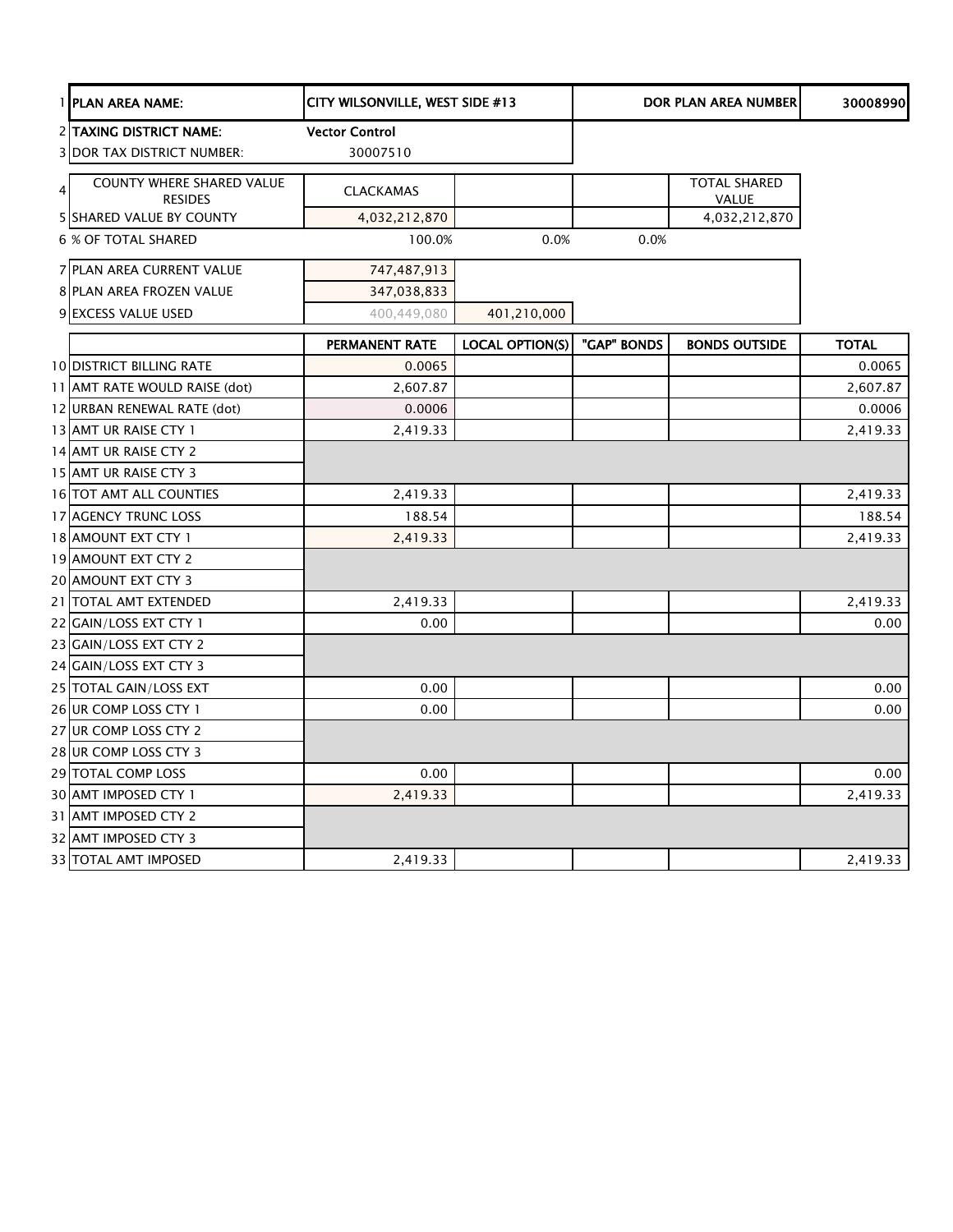| 1 | PLAN AREA NAME: | CITY WILSONVILLE, WEST SIDE #13 | | | DOR PLAN AREA NUMBER | 30008990 |
|---|---|---|---|---|---|---|
| 2 | TAXING DISTRICT NAME: | Vector Control | | | | |
| 3 | DOR TAX DISTRICT NUMBER: | 30007510 | | | | |
| 4 | COUNTY WHERE SHARED VALUE RESIDES | CLACKAMAS | | | TOTAL SHARED VALUE | |
| 5 | SHARED VALUE BY COUNTY | 4,032,212,870 | | | 4,032,212,870 | |
| 6 | % OF TOTAL SHARED | 100.0% | 0.0% | 0.0% | | |
| 7 | PLAN AREA CURRENT VALUE | 747,487,913 | | | | |
| 8 | PLAN AREA FROZEN VALUE | 347,038,833 | | | | |
| 9 | EXCESS VALUE USED | 400,449,080 | 401,210,000 | | | |
| | | PERMANENT RATE | LOCAL OPTION(S) | "GAP" BONDS | BONDS OUTSIDE | TOTAL |
| 10 | DISTRICT BILLING RATE | 0.0065 | | | | 0.0065 |
| 11 | AMT RATE WOULD RAISE (dot) | 2,607.87 | | | | 2,607.87 |
| 12 | URBAN RENEWAL RATE (dot) | 0.0006 | | | | 0.0006 |
| 13 | AMT UR RAISE CTY 1 | 2,419.33 | | | | 2,419.33 |
| 14 | AMT UR RAISE CTY 2 | | | | | |
| 15 | AMT UR RAISE CTY 3 | | | | | |
| 16 | TOT AMT ALL COUNTIES | 2,419.33 | | | | 2,419.33 |
| 17 | AGENCY TRUNC LOSS | 188.54 | | | | 188.54 |
| 18 | AMOUNT EXT CTY 1 | 2,419.33 | | | | 2,419.33 |
| 19 | AMOUNT EXT CTY 2 | | | | | |
| 20 | AMOUNT EXT CTY 3 | | | | | |
| 21 | TOTAL AMT EXTENDED | 2,419.33 | | | | 2,419.33 |
| 22 | GAIN/LOSS EXT CTY 1 | 0.00 | | | | 0.00 |
| 23 | GAIN/LOSS EXT CTY 2 | | | | | |
| 24 | GAIN/LOSS EXT CTY 3 | | | | | |
| 25 | TOTAL GAIN/LOSS EXT | 0.00 | | | | 0.00 |
| 26 | UR COMP LOSS CTY 1 | 0.00 | | | | 0.00 |
| 27 | UR COMP LOSS CTY 2 | | | | | |
| 28 | UR COMP LOSS CTY 3 | | | | | |
| 29 | TOTAL COMP LOSS | 0.00 | | | | 0.00 |
| 30 | AMT IMPOSED CTY 1 | 2,419.33 | | | | 2,419.33 |
| 31 | AMT IMPOSED CTY 2 | | | | | |
| 32 | AMT IMPOSED CTY 3 | | | | | |
| 33 | TOTAL AMT IMPOSED | 2,419.33 | | | | 2,419.33 |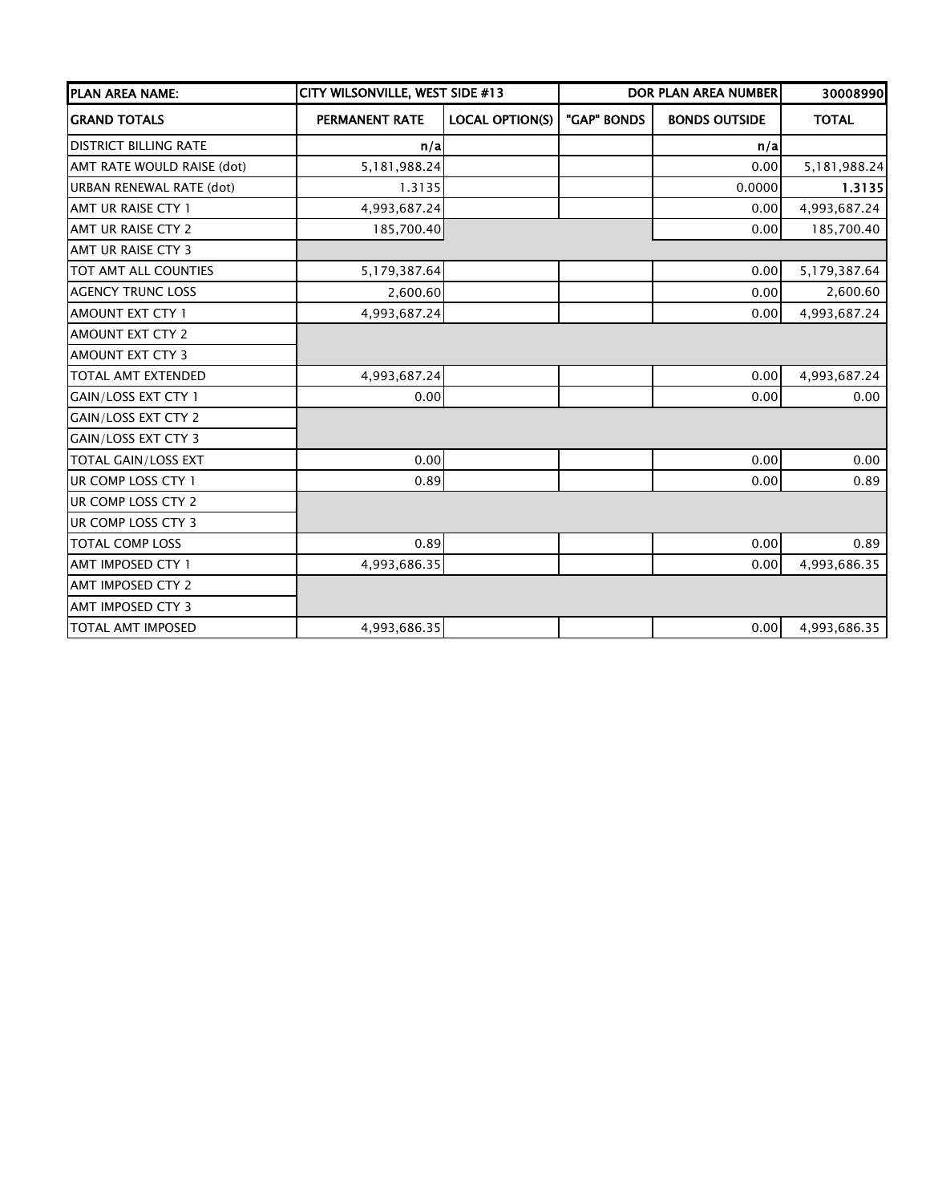| PLAN AREA NAME: | CITY WILSONVILLE, WEST SIDE #13 | | | DOR PLAN AREA NUMBER | 30008990 |
|---|---|---|---|---|---|
| **GRAND TOTALS** | **PERMANENT RATE** | **LOCAL OPTION(S)** | **"GAP" BONDS** | **BONDS OUTSIDE** | **TOTAL** |
| DISTRICT BILLING RATE | n/a | | | n/a | |
| AMT RATE WOULD RAISE (dot) | 5,181,988.24 | | | 0.00 | 5,181,988.24 |
| URBAN RENEWAL RATE (dot) | 1.3135 | | | 0.0000 | **1.3135** |
| AMT UR RAISE CTY 1 | 4,993,687.24 | | | 0.00 | 4,993,687.24 |
| AMT UR RAISE CTY 2 | 185,700.40 | | | 0.00 | 185,700.40 |
| AMT UR RAISE CTY 3 | | | | | |
| TOT AMT ALL COUNTIES | 5,179,387.64 | | | 0.00 | 5,179,387.64 |
| AGENCY TRUNC LOSS | 2,600.60 | | | 0.00 | 2,600.60 |
| AMOUNT EXT CTY 1 | 4,993,687.24 | | | 0.00 | 4,993,687.24 |
| AMOUNT EXT CTY 2 | | | | | |
| AMOUNT EXT CTY 3 | | | | | |
| TOTAL AMT EXTENDED | 4,993,687.24 | | | 0.00 | 4,993,687.24 |
| GAIN/LOSS EXT CTY 1 | 0.00 | | | 0.00 | 0.00 |
| GAIN/LOSS EXT CTY 2 | | | | | |
| GAIN/LOSS EXT CTY 3 | | | | | |
| TOTAL GAIN/LOSS EXT | 0.00 | | | 0.00 | 0.00 |
| UR COMP LOSS CTY 1 | 0.89 | | | 0.00 | 0.89 |
| UR COMP LOSS CTY 2 | | | | | |
| UR COMP LOSS CTY 3 | | | | | |
| TOTAL COMP LOSS | 0.89 | | | 0.00 | 0.89 |
| AMT IMPOSED CTY 1 | 4,993,686.35 | | | 0.00 | 4,993,686.35 |
| AMT IMPOSED CTY 2 | | | | | |
| AMT IMPOSED CTY 3 | | | | | |
| TOTAL AMT IMPOSED | 4,993,686.35 | | | 0.00 | 4,993,686.35 |